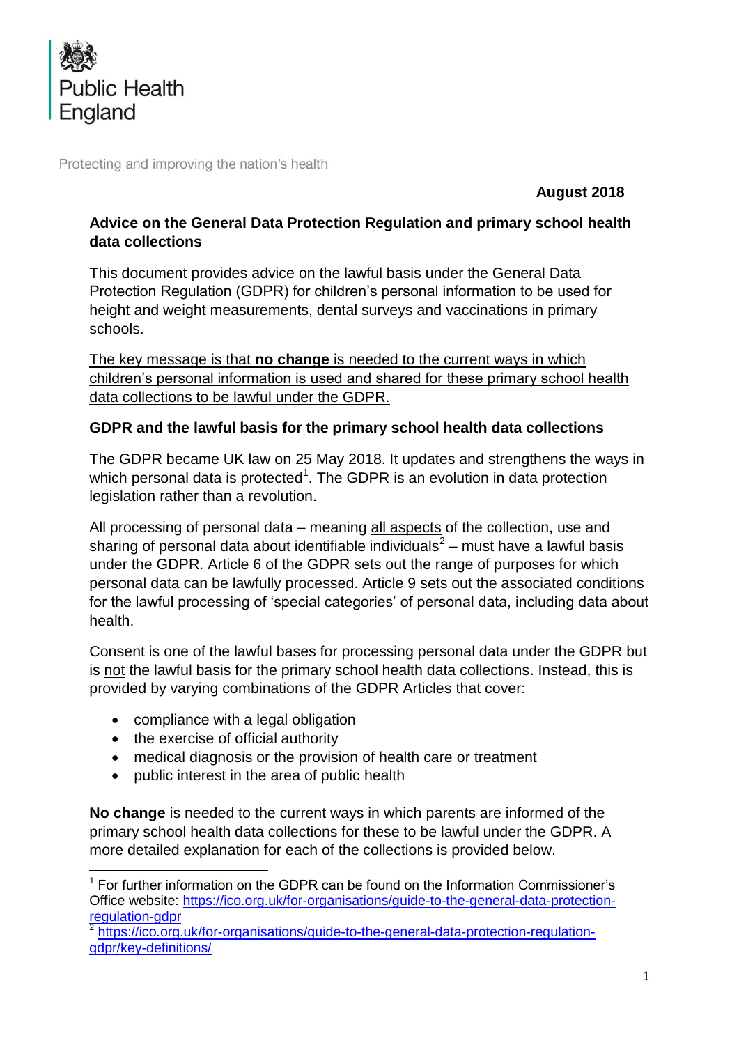Public Health England

Protecting and improving the nation's health

**August 2018**

## Advice on the General Data Protection Regulation and primary school health data collections

This document provides advice on the lawful basis under the General Data Protection Regulation (GDPR) for children's personal information to be used for height and weight measurements, dental surveys and vaccinations in primary schools.

The key message is that **no change** is needed to the current ways in which children's personal information is used and shared for these primary school health data collections to be lawful under the GDPR.

### GDPR and the lawful basis for the primary school health data collections

The GDPR became UK law on 25 May 2018. It updates and strengthens the ways in which personal data is protected[1]. The GDPR is an evolution in data protection legislation rather than a revolution.

All processing of personal data – meaning all aspects of the collection, use and sharing of personal data about identifiable individuals[2] – must have a lawful basis under the GDPR. Article 6 of the GDPR sets out the range of purposes for which personal data can be lawfully processed. Article 9 sets out the associated conditions for the lawful processing of 'special categories' of personal data, including data about health.

Consent is one of the lawful bases for processing personal data under the GDPR but is not the lawful basis for the primary school health data collections. Instead, this is provided by varying combinations of the GDPR Articles that cover:

- compliance with a legal obligation
- the exercise of official authority
- medical diagnosis or the provision of health care or treatment
- public interest in the area of public health

**No change** is needed to the current ways in which parents are informed of the primary school health data collections for these to be lawful under the GDPR. A more detailed explanation for each of the collections is provided below.

---

[1] For further information on the GDPR can be found on the Information Commissioner's Office website: https://ico.org.uk/for-organisations/guide-to-the-general-data-protection-regulation-gdpr

[2] https://ico.org.uk/for-organisations/guide-to-the-general-data-protection-regulation-gdpr/key-definitions/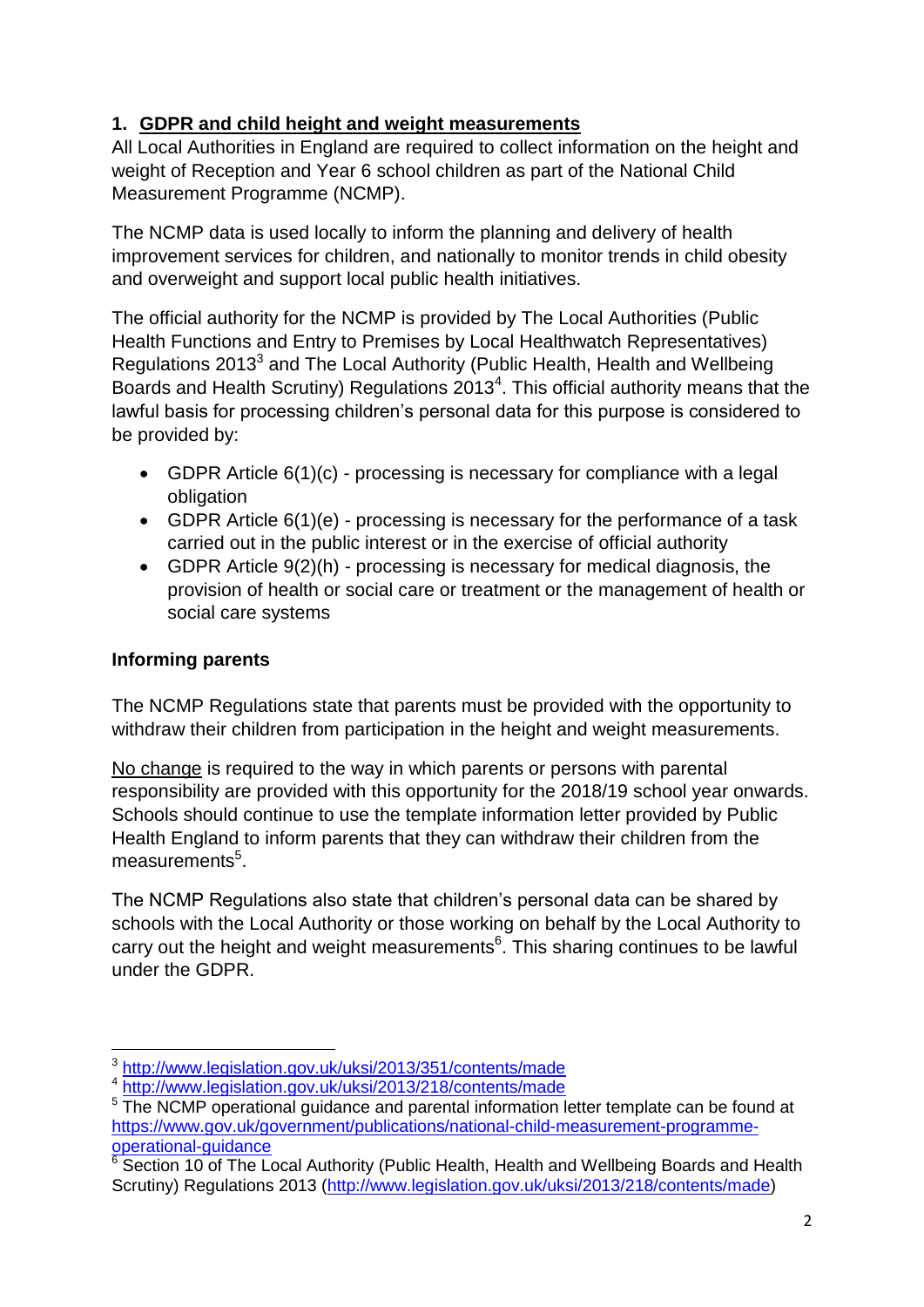## 1. GDPR and child height and weight measurements

All Local Authorities in England are required to collect information on the height and weight of Reception and Year 6 school children as part of the National Child Measurement Programme (NCMP).

The NCMP data is used locally to inform the planning and delivery of health improvement services for children, and nationally to monitor trends in child obesity and overweight and support local public health initiatives.

The official authority for the NCMP is provided by The Local Authorities (Public Health Functions and Entry to Premises by Local Healthwatch Representatives) Regulations 2013[3] and The Local Authority (Public Health, Health and Wellbeing Boards and Health Scrutiny) Regulations 2013[4]. This official authority means that the lawful basis for processing children's personal data for this purpose is considered to be provided by:

- GDPR Article 6(1)(c) - processing is necessary for compliance with a legal obligation
- GDPR Article 6(1)(e) - processing is necessary for the performance of a task carried out in the public interest or in the exercise of official authority
- GDPR Article 9(2)(h) - processing is necessary for medical diagnosis, the provision of health or social care or treatment or the management of health or social care systems

### Informing parents

The NCMP Regulations state that parents must be provided with the opportunity to withdraw their children from participation in the height and weight measurements.

No change is required to the way in which parents or persons with parental responsibility are provided with this opportunity for the 2018/19 school year onwards. Schools should continue to use the template information letter provided by Public Health England to inform parents that they can withdraw their children from the measurements[5].

The NCMP Regulations also state that children's personal data can be shared by schools with the Local Authority or those working on behalf by the Local Authority to carry out the height and weight measurements[6]. This sharing continues to be lawful under the GDPR.

---

[3] http://www.legislation.gov.uk/uksi/2013/351/contents/made

[4] http://www.legislation.gov.uk/uksi/2013/218/contents/made

[5] The NCMP operational guidance and parental information letter template can be found at https://www.gov.uk/government/publications/national-child-measurement-programme-operational-guidance

[6] Section 10 of The Local Authority (Public Health, Health and Wellbeing Boards and Health Scrutiny) Regulations 2013 (http://www.legislation.gov.uk/uksi/2013/218/contents/made)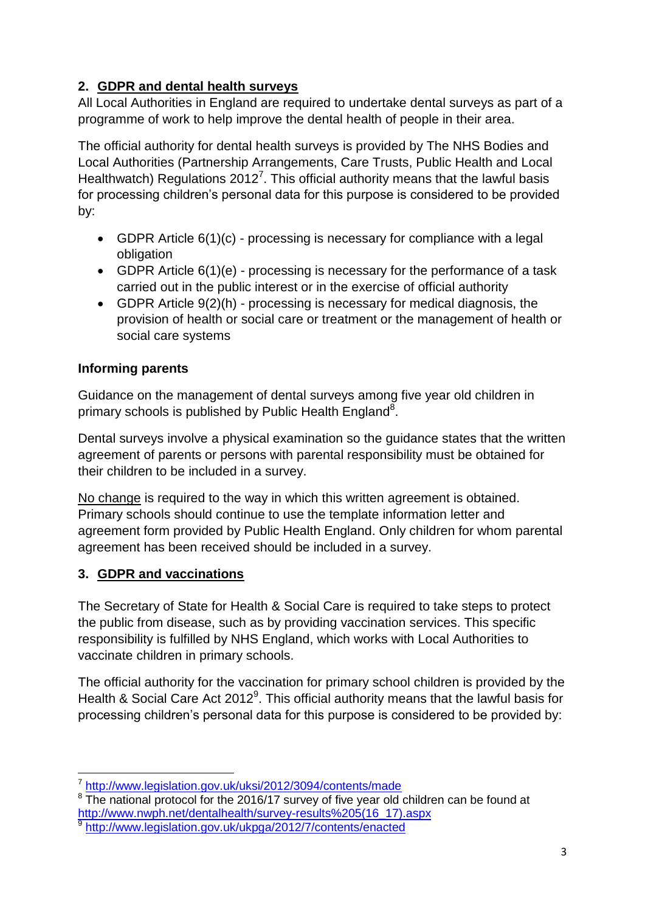## 2. GDPR and dental health surveys

All Local Authorities in England are required to undertake dental surveys as part of a programme of work to help improve the dental health of people in their area.

The official authority for dental health surveys is provided by The NHS Bodies and Local Authorities (Partnership Arrangements, Care Trusts, Public Health and Local Healthwatch) Regulations 2012[7]. This official authority means that the lawful basis for processing children's personal data for this purpose is considered to be provided by:

- GDPR Article 6(1)(c) - processing is necessary for compliance with a legal obligation
- GDPR Article 6(1)(e) - processing is necessary for the performance of a task carried out in the public interest or in the exercise of official authority
- GDPR Article 9(2)(h) - processing is necessary for medical diagnosis, the provision of health or social care or treatment or the management of health or social care systems

**Informing parents**

Guidance on the management of dental surveys among five year old children in primary schools is published by Public Health England[8].

Dental surveys involve a physical examination so the guidance states that the written agreement of parents or persons with parental responsibility must be obtained for their children to be included in a survey.

No change is required to the way in which this written agreement is obtained. Primary schools should continue to use the template information letter and agreement form provided by Public Health England. Only children for whom parental agreement has been received should be included in a survey.

## 3. GDPR and vaccinations

The Secretary of State for Health & Social Care is required to take steps to protect the public from disease, such as by providing vaccination services. This specific responsibility is fulfilled by NHS England, which works with Local Authorities to vaccinate children in primary schools.

The official authority for the vaccination for primary school children is provided by the Health & Social Care Act 2012[9]. This official authority means that the lawful basis for processing children's personal data for this purpose is considered to be provided by:

---

[7] http://www.legislation.gov.uk/uksi/2012/3094/contents/made

[8] The national protocol for the 2016/17 survey of five year old children can be found at http://www.nwph.net/dentalhealth/survey-results%205(16_17).aspx

[9] http://www.legislation.gov.uk/ukpga/2012/7/contents/enacted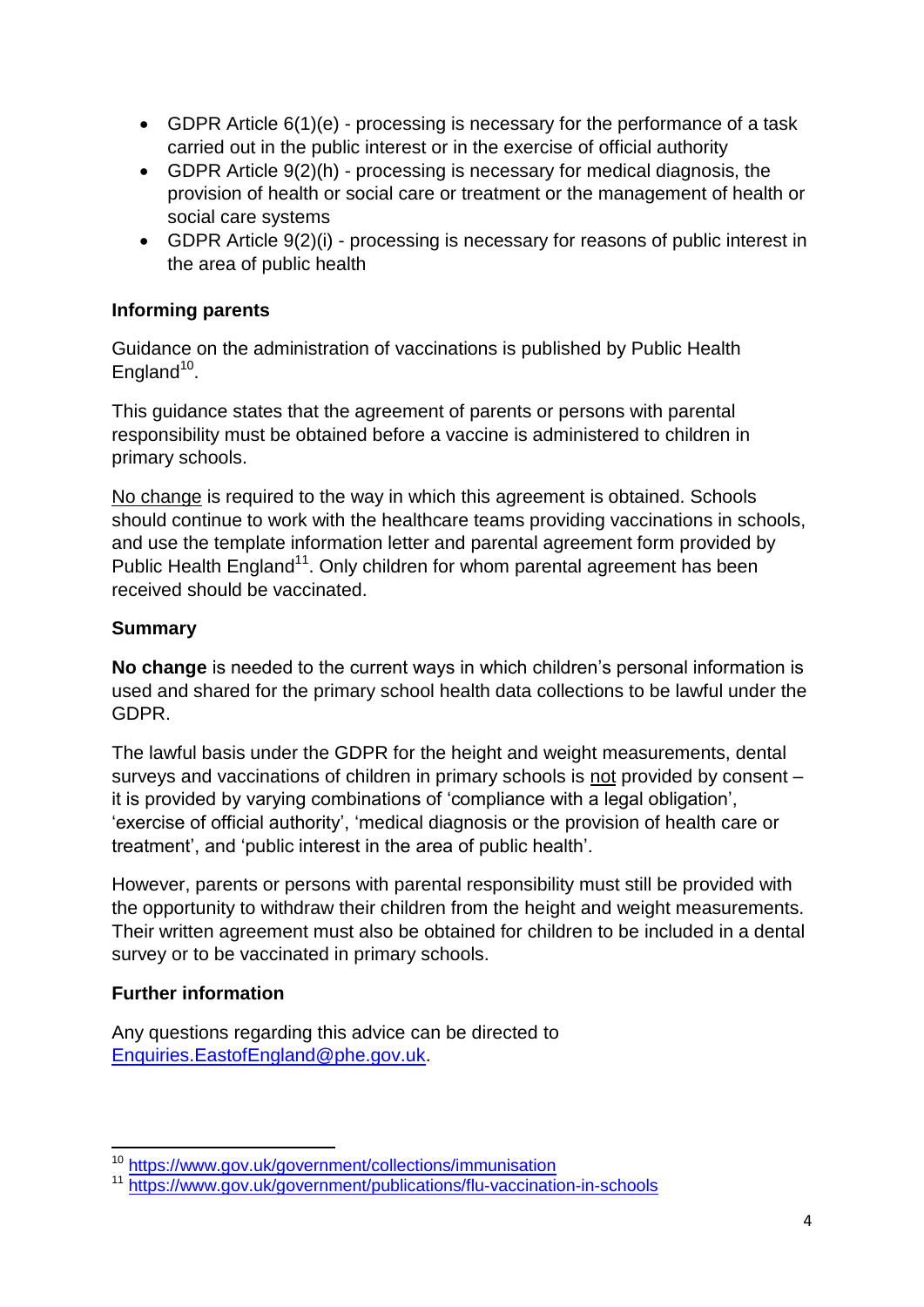- GDPR Article 6(1)(e) - processing is necessary for the performance of a task carried out in the public interest or in the exercise of official authority
- GDPR Article 9(2)(h) - processing is necessary for medical diagnosis, the provision of health or social care or treatment or the management of health or social care systems
- GDPR Article 9(2)(i) - processing is necessary for reasons of public interest in the area of public health

**Informing parents**

Guidance on the administration of vaccinations is published by Public Health England[10].

This guidance states that the agreement of parents or persons with parental responsibility must be obtained before a vaccine is administered to children in primary schools.

No change is required to the way in which this agreement is obtained. Schools should continue to work with the healthcare teams providing vaccinations in schools, and use the template information letter and parental agreement form provided by Public Health England[11]. Only children for whom parental agreement has been received should be vaccinated.

**Summary**

**No change** is needed to the current ways in which children's personal information is used and shared for the primary school health data collections to be lawful under the GDPR.

The lawful basis under the GDPR for the height and weight measurements, dental surveys and vaccinations of children in primary schools is not provided by consent – it is provided by varying combinations of 'compliance with a legal obligation', 'exercise of official authority', 'medical diagnosis or the provision of health care or treatment', and 'public interest in the area of public health'.

However, parents or persons with parental responsibility must still be provided with the opportunity to withdraw their children from the height and weight measurements. Their written agreement must also be obtained for children to be included in a dental survey or to be vaccinated in primary schools.

**Further information**

Any questions regarding this advice can be directed to Enquiries.EastofEngland@phe.gov.uk.

[10] https://www.gov.uk/government/collections/immunisation

[11] https://www.gov.uk/government/publications/flu-vaccination-in-schools